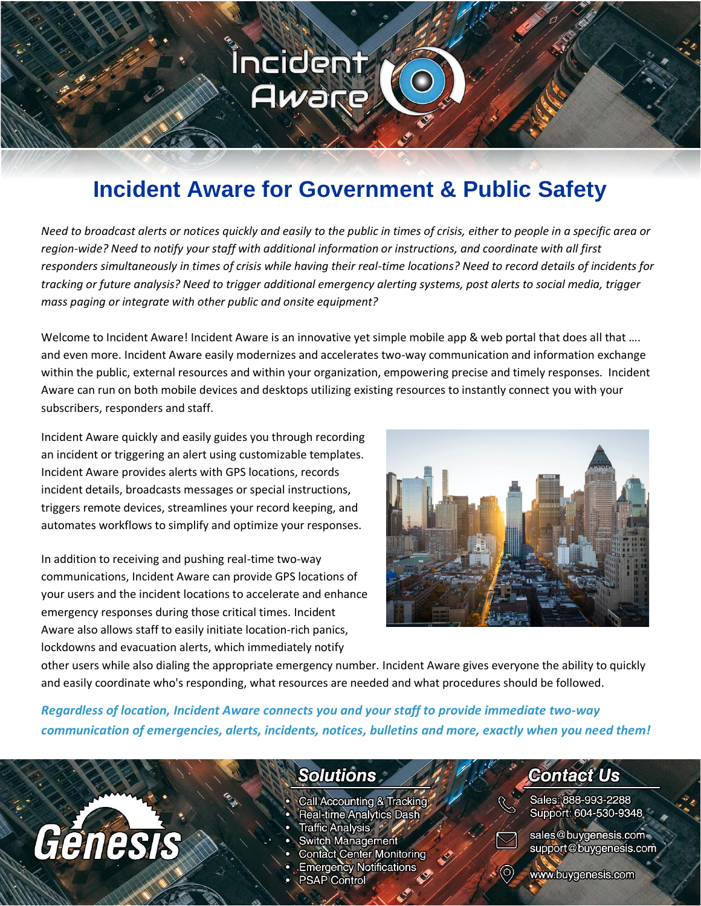Incident Aware

# Incident Aware for Government & Public Safety

*Need to broadcast alerts or notices quickly and easily to the public in times of crisis, either to people in a specific area or region-wide? Need to notify your staff with additional information or instructions, and coordinate with all first responders simultaneously in times of crisis while having their real-time locations? Need to record details of incidents for tracking or future analysis? Need to trigger additional emergency alerting systems, post alerts to social media, trigger mass paging or integrate with other public and onsite equipment?*

Welcome to Incident Aware! Incident Aware is an innovative yet simple mobile app & web portal that does all that …. and even more. Incident Aware easily modernizes and accelerates two-way communication and information exchange within the public, external resources and within your organization, empowering precise and timely responses. Incident Aware can run on both mobile devices and desktops utilizing existing resources to instantly connect you with your subscribers, responders and staff.

Incident Aware quickly and easily guides you through recording an incident or triggering an alert using customizable templates. Incident Aware provides alerts with GPS locations, records incident details, broadcasts messages or special instructions, triggers remote devices, streamlines your record keeping, and automates workflows to simplify and optimize your responses.

In addition to receiving and pushing real-time two-way communications, Incident Aware can provide GPS locations of your users and the incident locations to accelerate and enhance emergency responses during those critical times. Incident Aware also allows staff to easily initiate location-rich panics, lockdowns and evacuation alerts, which immediately notify other users while also dialing the appropriate emergency number. Incident Aware gives everyone the ability to quickly and easily coordinate who's responding, what resources are needed and what procedures should be followed.

***Regardless of location, Incident Aware connects you and your staff to provide immediate two-way communication of emergencies, alerts, incidents, notices, bulletins and more, exactly when you need them!***

Genesis

## Solutions

- Call Accounting & Tracking
- Real-time Analytics Dash
- Traffic Analysis
- Switch Management
- Contact Center Monitoring
- Emergency Notifications
- PSAP Control

## Contact Us

Sales: 888-993-2288
Support: 604-530-9348

sales@buygenesis.com
support@buygenesis.com

www.buygenesis.com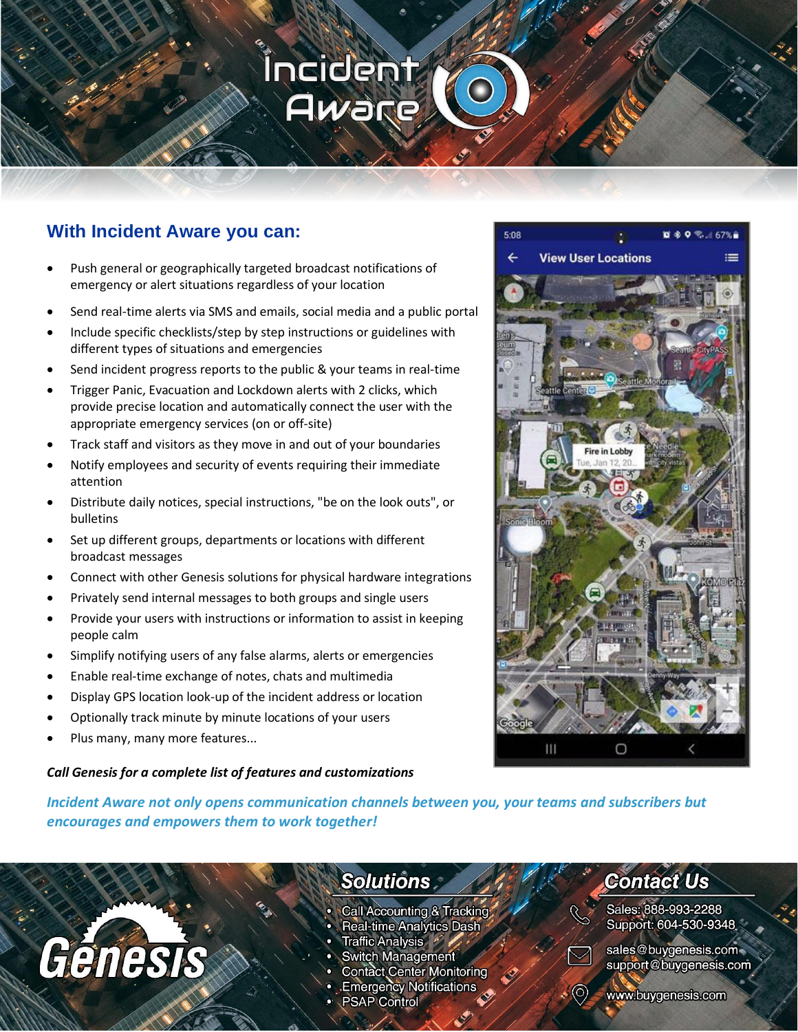# Incident Aware

## With Incident Aware you can:

- Push general or geographically targeted broadcast notifications of emergency or alert situations regardless of your location
- Send real-time alerts via SMS and emails, social media and a public portal
- Include specific checklists/step by step instructions or guidelines with different types of situations and emergencies
- Send incident progress reports to the public & your teams in real-time
- Trigger Panic, Evacuation and Lockdown alerts with 2 clicks, which provide precise location and automatically connect the user with the appropriate emergency services (on or off-site)
- Track staff and visitors as they move in and out of your boundaries
- Notify employees and security of events requiring their immediate attention
- Distribute daily notices, special instructions, "be on the look outs", or bulletins
- Set up different groups, departments or locations with different broadcast messages
- Connect with other Genesis solutions for physical hardware integrations
- Privately send internal messages to both groups and single users
- Provide your users with instructions or information to assist in keeping people calm
- Simplify notifying users of any false alarms, alerts or emergencies
- Enable real-time exchange of notes, chats and multimedia
- Display GPS location look-up of the incident address or location
- Optionally track minute by minute locations of your users
- Plus many, many more features...

***Call Genesis for a complete list of features and customizations***

***Incident Aware not only opens communication channels between you, your teams and subscribers but encourages and empowers them to work together!***

Genesis

### Solutions

- Call Accounting & Tracking
- Real-time Analytics Dash
- Traffic Analysis
- Switch Management
- Contact Center Monitoring
- Emergency Notifications
- PSAP Control

### Contact Us

Sales: 888-993-2288
Support: 604-530-9348

sales@buygenesis.com
support@buygenesis.com

www.buygenesis.com